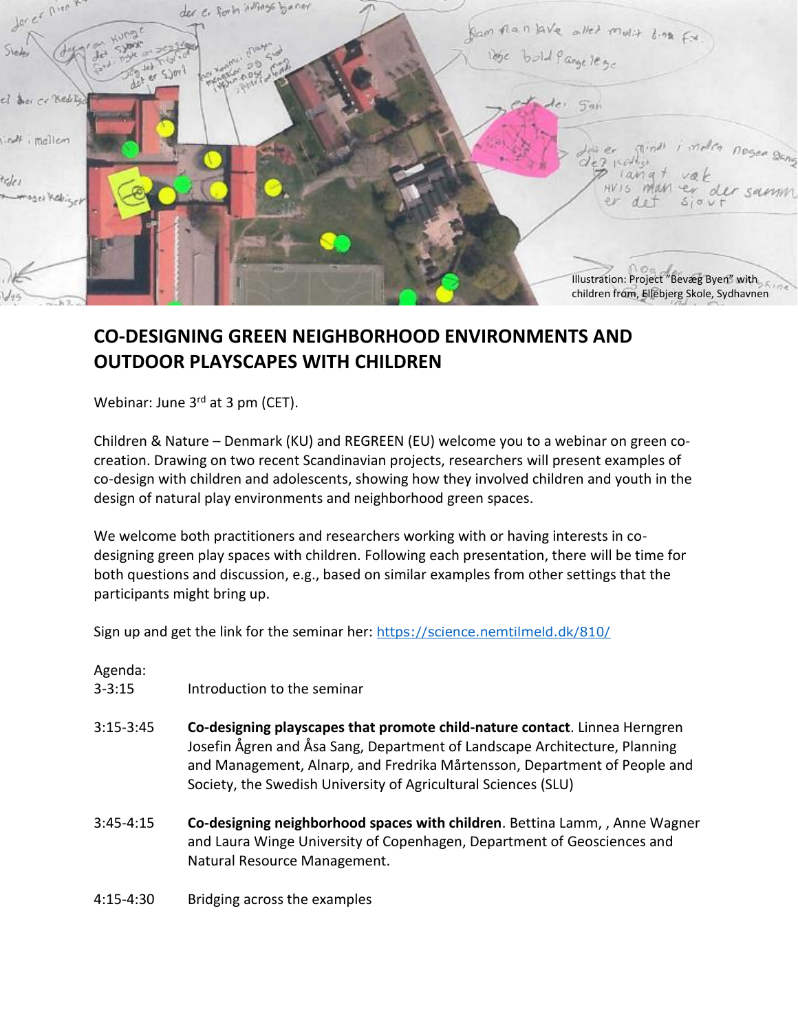Illustration: Project "Bevæg Byen" with children from, Ellebjerg Skole, Sydhavnen

# CO-DESIGNING GREEN NEIGHBORHOOD ENVIRONMENTS AND OUTDOOR PLAYSCAPES WITH CHILDREN

Webinar: June 3rd at 3 pm (CET).

Children & Nature – Denmark (KU) and REGREEN (EU) welcome you to a webinar on green co-creation. Drawing on two recent Scandinavian projects, researchers will present examples of co-design with children and adolescents, showing how they involved children and youth in the design of natural play environments and neighborhood green spaces.

We welcome both practitioners and researchers working with or having interests in co-designing green play spaces with children. Following each presentation, there will be time for both questions and discussion, e.g., based on similar examples from other settings that the participants might bring up.

Sign up and get the link for the seminar her: https://science.nemtilmeld.dk/810/

Agenda:

| | |
|---|---|
| 3-3:15 | Introduction to the seminar |
| 3:15-3:45 | **Co-designing playscapes that promote child-nature contact**. Linnea Herngren Josefin Ågren and Åsa Sang, Department of Landscape Architecture, Planning and Management, Alnarp, and Fredrika Mårtensson, Department of People and Society, the Swedish University of Agricultural Sciences (SLU) |
| 3:45-4:15 | **Co-designing neighborhood spaces with children**. Bettina Lamm, , Anne Wagner and Laura Winge University of Copenhagen, Department of Geosciences and Natural Resource Management. |
| 4:15-4:30 | Bridging across the examples |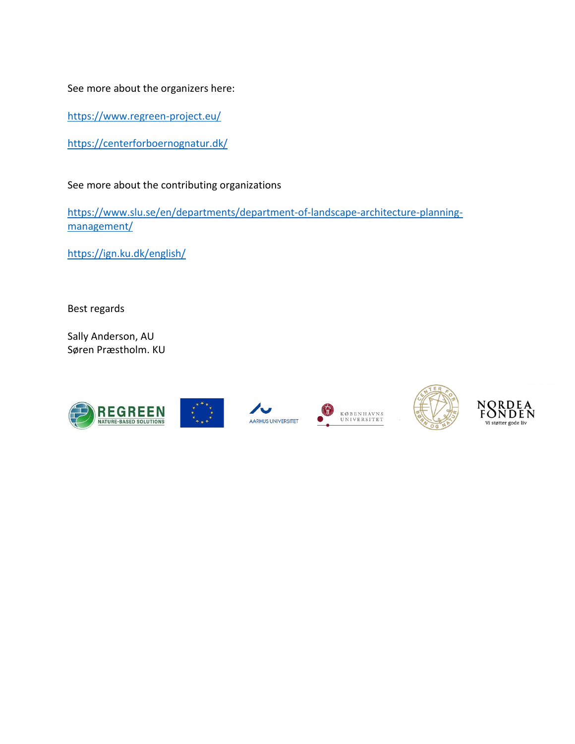See more about the organizers here:

https://www.regreen-project.eu/

https://centerforboernognatur.dk/

See more about the contributing organizations

https://www.slu.se/en/departments/department-of-landscape-architecture-planning-management/

https://ign.ku.dk/english/

Best regards

Sally Anderson, AU
Søren Præstholm. KU